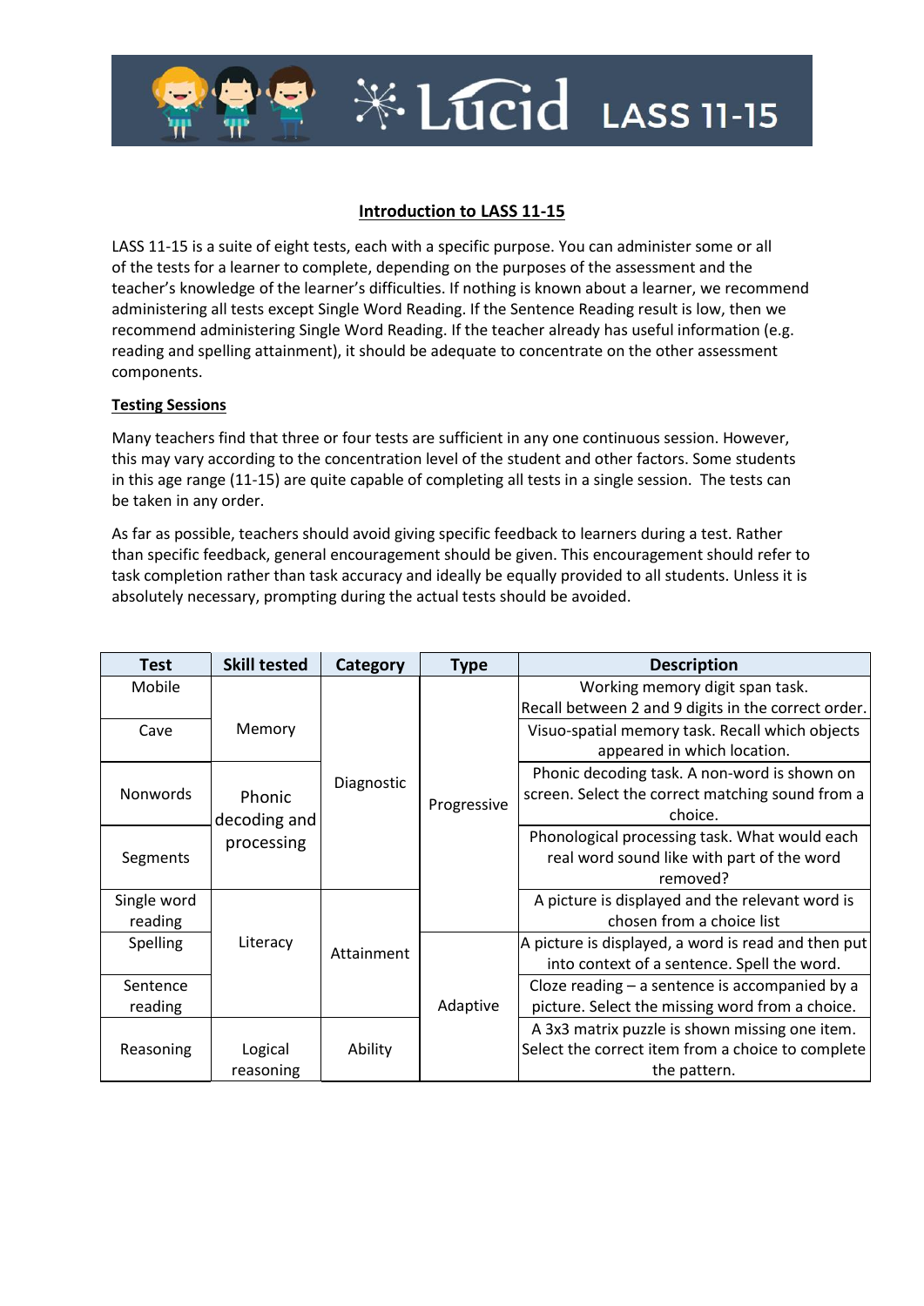# Lucid LASS 11-15

## Introduction to LASS 11-15

LASS 11-15 is a suite of eight tests, each with a specific purpose. You can administer some or all of the tests for a learner to complete, depending on the purposes of the assessment and the teacher's knowledge of the learner's difficulties. If nothing is known about a learner, we recommend administering all tests except Single Word Reading. If the Sentence Reading result is low, then we recommend administering Single Word Reading. If the teacher already has useful information (e.g. reading and spelling attainment), it should be adequate to concentrate on the other assessment components.

### Testing Sessions

Many teachers find that three or four tests are sufficient in any one continuous session. However, this may vary according to the concentration level of the student and other factors. Some students in this age range (11-15) are quite capable of completing all tests in a single session. The tests can be taken in any order.

As far as possible, teachers should avoid giving specific feedback to learners during a test. Rather than specific feedback, general encouragement should be given. This encouragement should refer to task completion rather than task accuracy and ideally be equally provided to all students. Unless it is absolutely necessary, prompting during the actual tests should be avoided.

| Test | Skill tested | Category | Type | Description |
|---|---|---|---|---|
| Mobile | Memory | Diagnostic | Progressive | Working memory digit span task. Recall between 2 and 9 digits in the correct order. |
| Cave | | | | Visuo-spatial memory task. Recall which objects appeared in which location. |
| Nonwords | Phonic decoding and processing | | | Phonic decoding task. A non-word is shown on screen. Select the correct matching sound from a choice. |
| Segments | | | | Phonological processing task. What would each real word sound like with part of the word removed? |
| Single word reading | Literacy | Attainment | | A picture is displayed and the relevant word is chosen from a choice list |
| Spelling | | | Adaptive | A picture is displayed, a word is read and then put into context of a sentence. Spell the word. |
| Sentence reading | | | | Cloze reading – a sentence is accompanied by a picture. Select the missing word from a choice. |
| Reasoning | Logical reasoning | Ability | | A 3x3 matrix puzzle is shown missing one item. Select the correct item from a choice to complete the pattern. |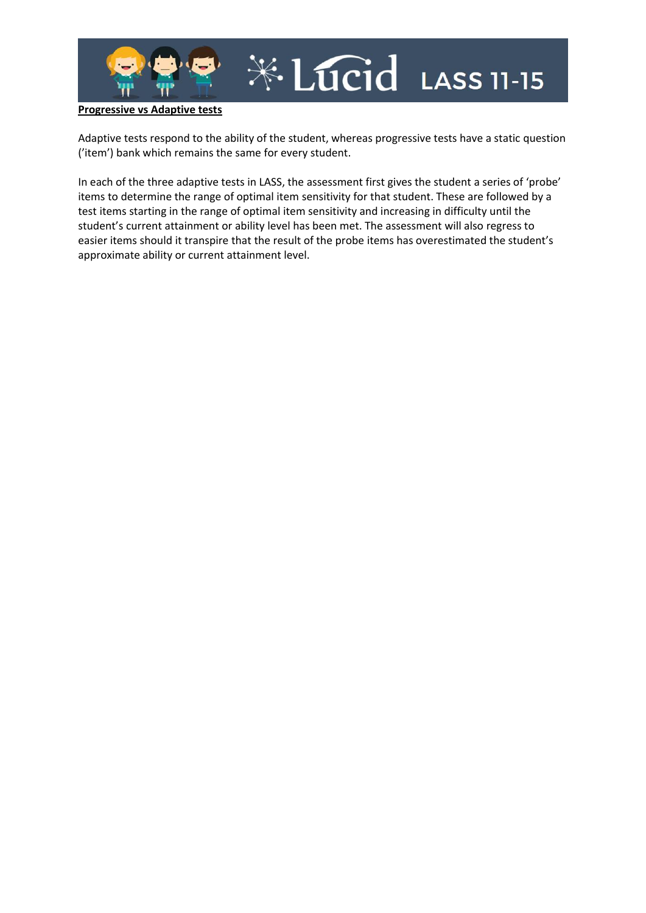**Progressive vs Adaptive tests**

Adaptive tests respond to the ability of the student, whereas progressive tests have a static question ('item') bank which remains the same for every student.

In each of the three adaptive tests in LASS, the assessment first gives the student a series of 'probe' items to determine the range of optimal item sensitivity for that student. These are followed by a test items starting in the range of optimal item sensitivity and increasing in difficulty until the student's current attainment or ability level has been met. The assessment will also regress to easier items should it transpire that the result of the probe items has overestimated the student's approximate ability or current attainment level.